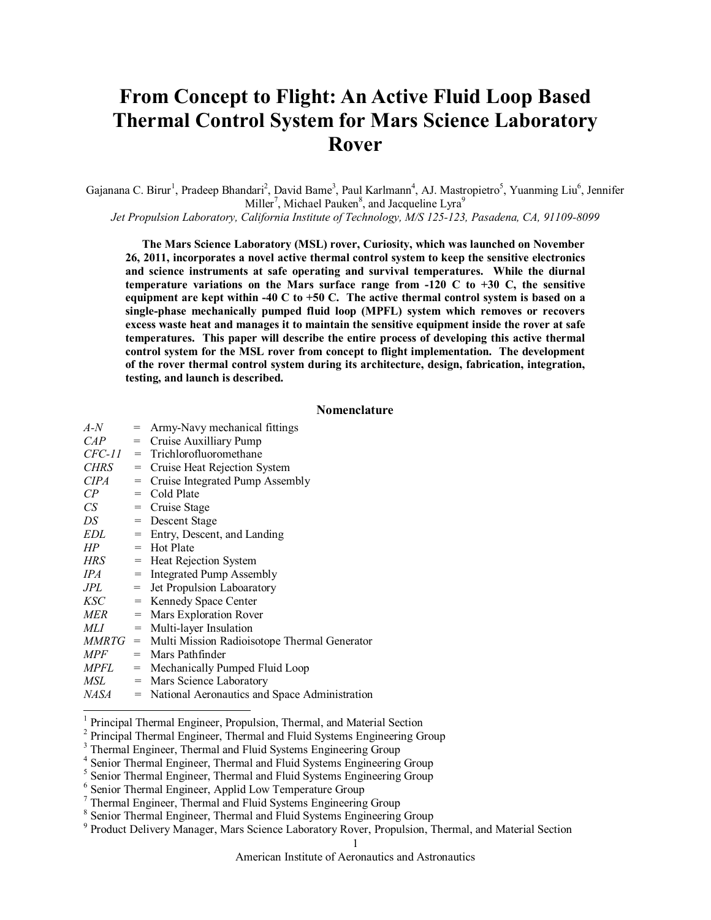# From Concept to Flight: An Active Fluid Loop Based Thermal Control System for Mars Science Laboratory Rover

Gajanana C. Birur[1], Pradeep Bhandari[2], David Bame[3], Paul Karlmann[4], AJ. Mastropietro[5], Yuanming Liu[6], Jennifer Miller[7], Michael Pauken[8], and Jacqueline Lyra[9]

*Jet Propulsion Laboratory, California Institute of Technology, M/S 125-123, Pasadena, CA, 91109-8099*

**The Mars Science Laboratory (MSL) rover, Curiosity, which was launched on November 26, 2011, incorporates a novel active thermal control system to keep the sensitive electronics and science instruments at safe operating and survival temperatures. While the diurnal temperature variations on the Mars surface range from -120 C to +30 C, the sensitive equipment are kept within -40 C to +50 C. The active thermal control system is based on a single-phase mechanically pumped fluid loop (MPFL) system which removes or recovers excess waste heat and manages it to maintain the sensitive equipment inside the rover at safe temperatures. This paper will describe the entire process of developing this active thermal control system for the MSL rover from concept to flight implementation. The development of the rover thermal control system during its architecture, design, fabrication, integration, testing, and launch is described.**

## Nomenclature

| | | |
|---|---|---|
| *A-N* | = | Army-Navy mechanical fittings |
| *CAP* | = | Cruise Auxilliary Pump |
| *CFC-11* | = | Trichlorofluoromethane |
| *CHRS* | = | Cruise Heat Rejection System |
| *CIPA* | = | Cruise Integrated Pump Assembly |
| *CP* | = | Cold Plate |
| *CS* | = | Cruise Stage |
| *DS* | = | Descent Stage |
| *EDL* | = | Entry, Descent, and Landing |
| *HP* | = | Hot Plate |
| *HRS* | = | Heat Rejection System |
| *IPA* | = | Integrated Pump Assembly |
| *JPL* | = | Jet Propulsion Laboaratory |
| *KSC* | = | Kennedy Space Center |
| *MER* | = | Mars Exploration Rover |
| *MLI* | = | Multi-layer Insulation |
| *MMRTG* | = | Multi Mission Radioisotope Thermal Generator |
| *MPF* | = | Mars Pathfinder |
| *MPFL* | = | Mechanically Pumped Fluid Loop |
| *MSL* | = | Mars Science Laboratory |
| *NASA* | = | National Aeronautics and Space Administration |

---

[1] Principal Thermal Engineer, Propulsion, Thermal, and Material Section
[2] Principal Thermal Engineer, Thermal and Fluid Systems Engineering Group
[3] Thermal Engineer, Thermal and Fluid Systems Engineering Group
[4] Senior Thermal Engineer, Thermal and Fluid Systems Engineering Group
[5] Senior Thermal Engineer, Thermal and Fluid Systems Engineering Group
[6] Senior Thermal Engineer, Applid Low Temperature Group
[7] Thermal Engineer, Thermal and Fluid Systems Engineering Group
[8] Senior Thermal Engineer, Thermal and Fluid Systems Engineering Group
[9] Product Delivery Manager, Mars Science Laboratory Rover, Propulsion, Thermal, and Material Section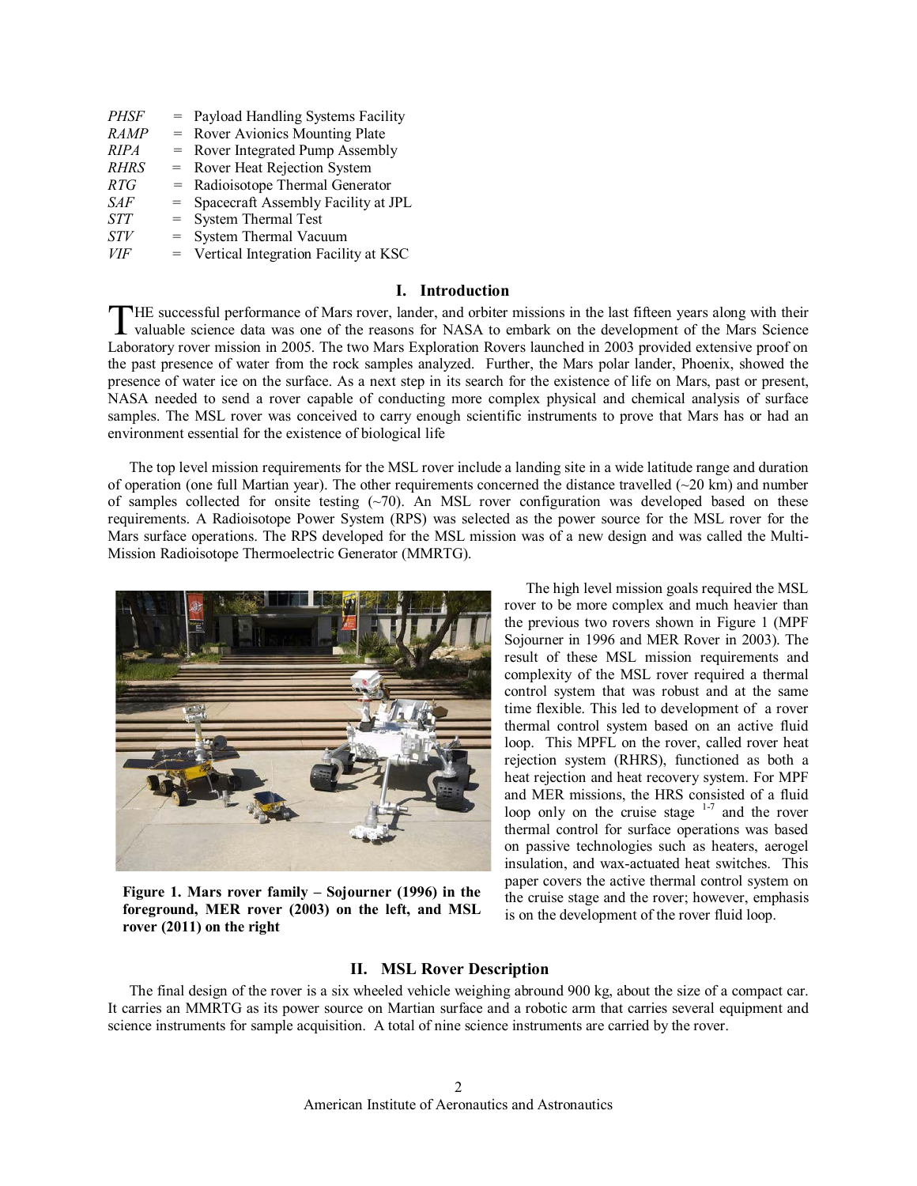| | | |
|---|---|---|
| *PHSF* | = | Payload Handling Systems Facility |
| *RAMP* | = | Rover Avionics Mounting Plate |
| *RIPA* | = | Rover Integrated Pump Assembly |
| *RHRS* | = | Rover Heat Rejection System |
| *RTG* | = | Radioisotope Thermal Generator |
| *SAF* | = | Spacecraft Assembly Facility at JPL |
| *STT* | = | System Thermal Test |
| *STV* | = | System Thermal Vacuum |
| *VIF* | = | Vertical Integration Facility at KSC |

## I. Introduction

THE successful performance of Mars rover, lander, and orbiter missions in the last fifteen years along with their valuable science data was one of the reasons for NASA to embark on the development of the Mars Science Laboratory rover mission in 2005. The two Mars Exploration Rovers launched in 2003 provided extensive proof on the past presence of water from the rock samples analyzed. Further, the Mars polar lander, Phoenix, showed the presence of water ice on the surface. As a next step in its search for the existence of life on Mars, past or present, NASA needed to send a rover capable of conducting more complex physical and chemical analysis of surface samples. The MSL rover was conceived to carry enough scientific instruments to prove that Mars has or had an environment essential for the existence of biological life

The top level mission requirements for the MSL rover include a landing site in a wide latitude range and duration of operation (one full Martian year). The other requirements concerned the distance travelled (~20 km) and number of samples collected for onsite testing (~70). An MSL rover configuration was developed based on these requirements. A Radioisotope Power System (RPS) was selected as the power source for the MSL rover for the Mars surface operations. The RPS developed for the MSL mission was of a new design and was called the Multi-Mission Radioisotope Thermoelectric Generator (MMRTG).

**Figure 1. Mars rover family – Sojourner (1996) in the foreground, MER rover (2003) on the left, and MSL rover (2011) on the right**

The high level mission goals required the MSL rover to be more complex and much heavier than the previous two rovers shown in Figure 1 (MPF Sojourner in 1996 and MER Rover in 2003). The result of these MSL mission requirements and complexity of the MSL rover required a thermal control system that was robust and at the same time flexible. This led to development of a rover thermal control system based on an active fluid loop. This MPFL on the rover, called rover heat rejection system (RHRS), functioned as both a heat rejection and heat recovery system. For MPF and MER missions, the HRS consisted of a fluid loop only on the cruise stage [1-7] and the rover thermal control for surface operations was based on passive technologies such as heaters, aerogel insulation, and wax-actuated heat switches. This paper covers the active thermal control system on the cruise stage and the rover; however, emphasis is on the development of the rover fluid loop.

## II. MSL Rover Description

The final design of the rover is a six wheeled vehicle weighing abround 900 kg, about the size of a compact car. It carries an MMRTG as its power source on Martian surface and a robotic arm that carries several equipment and science instruments for sample acquisition. A total of nine science instruments are carried by the rover.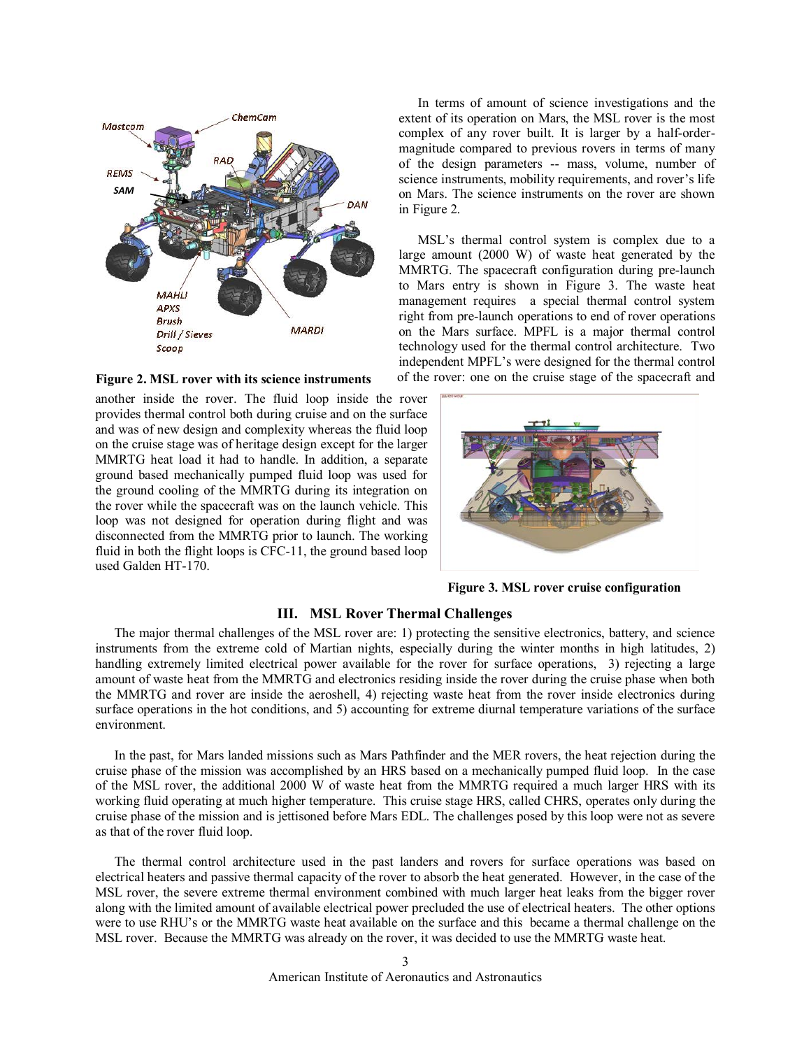In terms of amount of science investigations and the extent of its operation on Mars, the MSL rover is the most complex of any rover built. It is larger by a half-order-magnitude compared to previous rovers in terms of many of the design parameters -- mass, volume, number of science instruments, mobility requirements, and rover's life on Mars. The science instruments on the rover are shown in Figure 2.

**Figure 2. MSL rover with its science instruments**

MSL's thermal control system is complex due to a large amount (2000 W) of waste heat generated by the MMRTG. The spacecraft configuration during pre-launch to Mars entry is shown in Figure 3. The waste heat management requires a special thermal control system right from pre-launch operations to end of rover operations on the Mars surface. MPFL is a major thermal control technology used for the thermal control architecture. Two independent MPFL's were designed for the thermal control of the rover: one on the cruise stage of the spacecraft and another inside the rover. The fluid loop inside the rover provides thermal control both during cruise and on the surface and was of new design and complexity whereas the fluid loop on the cruise stage was of heritage design except for the larger MMRTG heat load it had to handle. In addition, a separate ground based mechanically pumped fluid loop was used for the ground cooling of the MMRTG during its integration on the rover while the spacecraft was on the launch vehicle. This loop was not designed for operation during flight and was disconnected from the MMRTG prior to launch. The working fluid in both the flight loops is CFC-11, the ground based loop used Galden HT-170.

**Figure 3. MSL rover cruise configuration**

## III. MSL Rover Thermal Challenges

The major thermal challenges of the MSL rover are: 1) protecting the sensitive electronics, battery, and science instruments from the extreme cold of Martian nights, especially during the winter months in high latitudes, 2) handling extremely limited electrical power available for the rover for surface operations, 3) rejecting a large amount of waste heat from the MMRTG and electronics residing inside the rover during the cruise phase when both the MMRTG and rover are inside the aeroshell, 4) rejecting waste heat from the rover inside electronics during surface operations in the hot conditions, and 5) accounting for extreme diurnal temperature variations of the surface environment.

In the past, for Mars landed missions such as Mars Pathfinder and the MER rovers, the heat rejection during the cruise phase of the mission was accomplished by an HRS based on a mechanically pumped fluid loop. In the case of the MSL rover, the additional 2000 W of waste heat from the MMRTG required a much larger HRS with its working fluid operating at much higher temperature. This cruise stage HRS, called CHRS, operates only during the cruise phase of the mission and is jettisoned before Mars EDL. The challenges posed by this loop were not as severe as that of the rover fluid loop.

The thermal control architecture used in the past landers and rovers for surface operations was based on electrical heaters and passive thermal capacity of the rover to absorb the heat generated. However, in the case of the MSL rover, the severe extreme thermal environment combined with much larger heat leaks from the bigger rover along with the limited amount of available electrical power precluded the use of electrical heaters. The other options were to use RHU's or the MMRTG waste heat available on the surface and this became a thermal challenge on the MSL rover. Because the MMRTG was already on the rover, it was decided to use the MMRTG waste heat.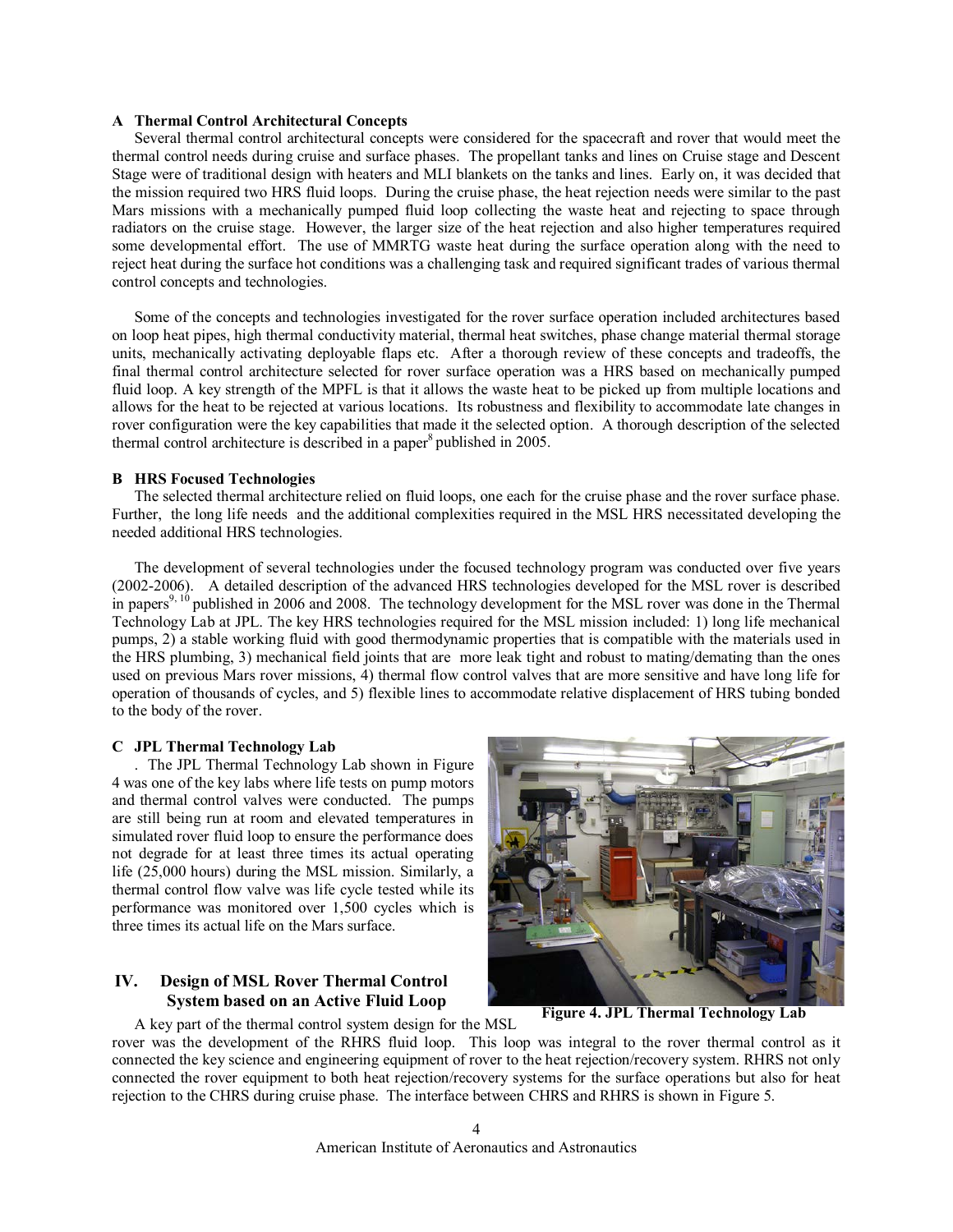### A Thermal Control Architectural Concepts

Several thermal control architectural concepts were considered for the spacecraft and rover that would meet the thermal control needs during cruise and surface phases. The propellant tanks and lines on Cruise stage and Descent Stage were of traditional design with heaters and MLI blankets on the tanks and lines. Early on, it was decided that the mission required two HRS fluid loops. During the cruise phase, the heat rejection needs were similar to the past Mars missions with a mechanically pumped fluid loop collecting the waste heat and rejecting to space through radiators on the cruise stage. However, the larger size of the heat rejection and also higher temperatures required some developmental effort. The use of MMRTG waste heat during the surface operation along with the need to reject heat during the surface hot conditions was a challenging task and required significant trades of various thermal control concepts and technologies.

Some of the concepts and technologies investigated for the rover surface operation included architectures based on loop heat pipes, high thermal conductivity material, thermal heat switches, phase change material thermal storage units, mechanically activating deployable flaps etc. After a thorough review of these concepts and tradeoffs, the final thermal control architecture selected for rover surface operation was a HRS based on mechanically pumped fluid loop. A key strength of the MPFL is that it allows the waste heat to be picked up from multiple locations and allows for the heat to be rejected at various locations. Its robustness and flexibility to accommodate late changes in rover configuration were the key capabilities that made it the selected option. A thorough description of the selected thermal control architecture is described in a paper[8] published in 2005.

### B HRS Focused Technologies

The selected thermal architecture relied on fluid loops, one each for the cruise phase and the rover surface phase. Further, the long life needs and the additional complexities required in the MSL HRS necessitated developing the needed additional HRS technologies.

The development of several technologies under the focused technology program was conducted over five years (2002-2006). A detailed description of the advanced HRS technologies developed for the MSL rover is described in papers[9, 10] published in 2006 and 2008. The technology development for the MSL rover was done in the Thermal Technology Lab at JPL. The key HRS technologies required for the MSL mission included: 1) long life mechanical pumps, 2) a stable working fluid with good thermodynamic properties that is compatible with the materials used in the HRS plumbing, 3) mechanical field joints that are more leak tight and robust to mating/demating than the ones used on previous Mars rover missions, 4) thermal flow control valves that are more sensitive and have long life for operation of thousands of cycles, and 5) flexible lines to accommodate relative displacement of HRS tubing bonded to the body of the rover.

### C JPL Thermal Technology Lab

. The JPL Thermal Technology Lab shown in Figure 4 was one of the key labs where life tests on pump motors and thermal control valves were conducted. The pumps are still being run at room and elevated temperatures in simulated rover fluid loop to ensure the performance does not degrade for at least three times its actual operating life (25,000 hours) during the MSL mission. Similarly, a thermal control flow valve was life cycle tested while its performance was monitored over 1,500 cycles which is three times its actual life on the Mars surface.

**Figure 4. JPL Thermal Technology Lab**

## IV. Design of MSL Rover Thermal Control System based on an Active Fluid Loop

A key part of the thermal control system design for the MSL rover was the development of the RHRS fluid loop. This loop was integral to the rover thermal control as it connected the key science and engineering equipment of rover to the heat rejection/recovery system. RHRS not only connected the rover equipment to both heat rejection/recovery systems for the surface operations but also for heat rejection to the CHRS during cruise phase. The interface between CHRS and RHRS is shown in Figure 5.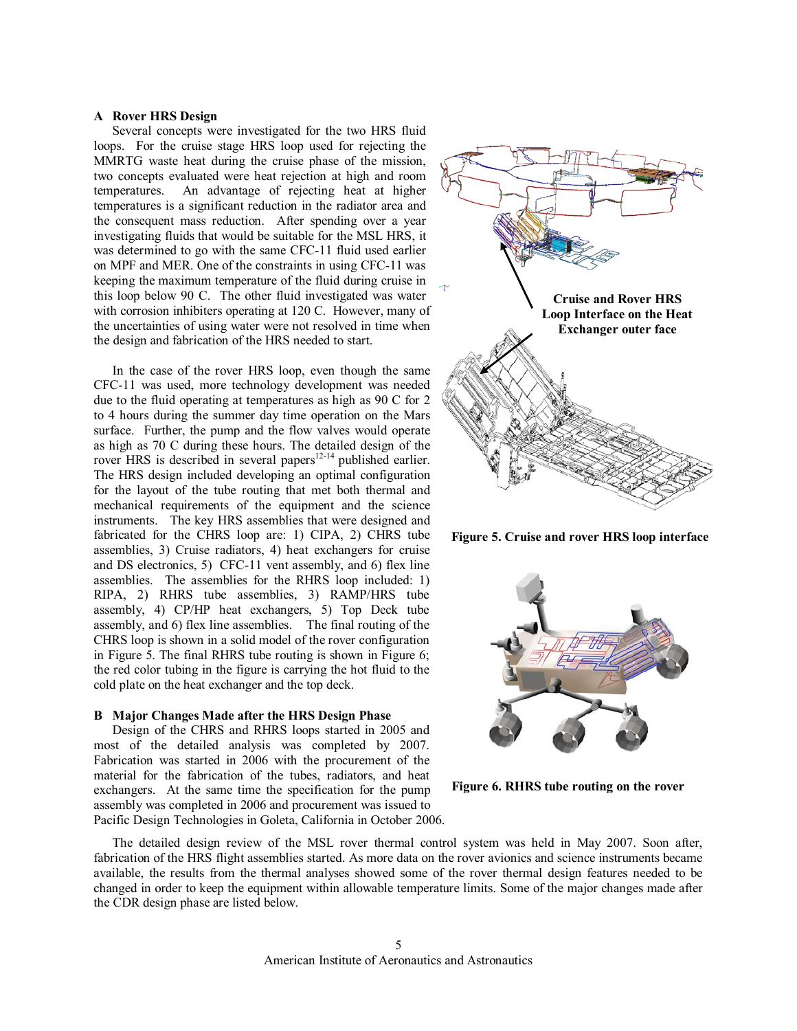### A Rover HRS Design

Several concepts were investigated for the two HRS fluid loops. For the cruise stage HRS loop used for rejecting the MMRTG waste heat during the cruise phase of the mission, two concepts evaluated were heat rejection at high and room temperatures. An advantage of rejecting heat at higher temperatures is a significant reduction in the radiator area and the consequent mass reduction. After spending over a year investigating fluids that would be suitable for the MSL HRS, it was determined to go with the same CFC-11 fluid used earlier on MPF and MER. One of the constraints in using CFC-11 was keeping the maximum temperature of the fluid during cruise in this loop below 90 C. The other fluid investigated was water with corrosion inhibiters operating at 120 C. However, many of the uncertainties of using water were not resolved in time when the design and fabrication of the HRS needed to start.

In the case of the rover HRS loop, even though the same CFC-11 was used, more technology development was needed due to the fluid operating at temperatures as high as 90 C for 2 to 4 hours during the summer day time operation on the Mars surface. Further, the pump and the flow valves would operate as high as 70 C during these hours. The detailed design of the rover HRS is described in several papers[12-14] published earlier. The HRS design included developing an optimal configuration for the layout of the tube routing that met both thermal and mechanical requirements of the equipment and the science instruments. The key HRS assemblies that were designed and fabricated for the CHRS loop are: 1) CIPA, 2) CHRS tube assemblies, 3) Cruise radiators, 4) heat exchangers for cruise and DS electronics, 5) CFC-11 vent assembly, and 6) flex line assemblies. The assemblies for the RHRS loop included: 1) RIPA, 2) RHRS tube assemblies, 3) RAMP/HRS tube assembly, 4) CP/HP heat exchangers, 5) Top Deck tube assembly, and 6) flex line assemblies. The final routing of the CHRS loop is shown in a solid model of the rover configuration in Figure 5. The final RHRS tube routing is shown in Figure 6; the red color tubing in the figure is carrying the hot fluid to the cold plate on the heat exchanger and the top deck.

Cruise and Rover HRS Loop Interface on the Heat Exchanger outer face

**Figure 5. Cruise and rover HRS loop interface**

**Figure 6. RHRS tube routing on the rover**

### B Major Changes Made after the HRS Design Phase

Design of the CHRS and RHRS loops started in 2005 and most of the detailed analysis was completed by 2007. Fabrication was started in 2006 with the procurement of the material for the fabrication of the tubes, radiators, and heat exchangers. At the same time the specification for the pump assembly was completed in 2006 and procurement was issued to Pacific Design Technologies in Goleta, California in October 2006.

The detailed design review of the MSL rover thermal control system was held in May 2007. Soon after, fabrication of the HRS flight assemblies started. As more data on the rover avionics and science instruments became available, the results from the thermal analyses showed some of the rover thermal design features needed to be changed in order to keep the equipment within allowable temperature limits. Some of the major changes made after the CDR design phase are listed below.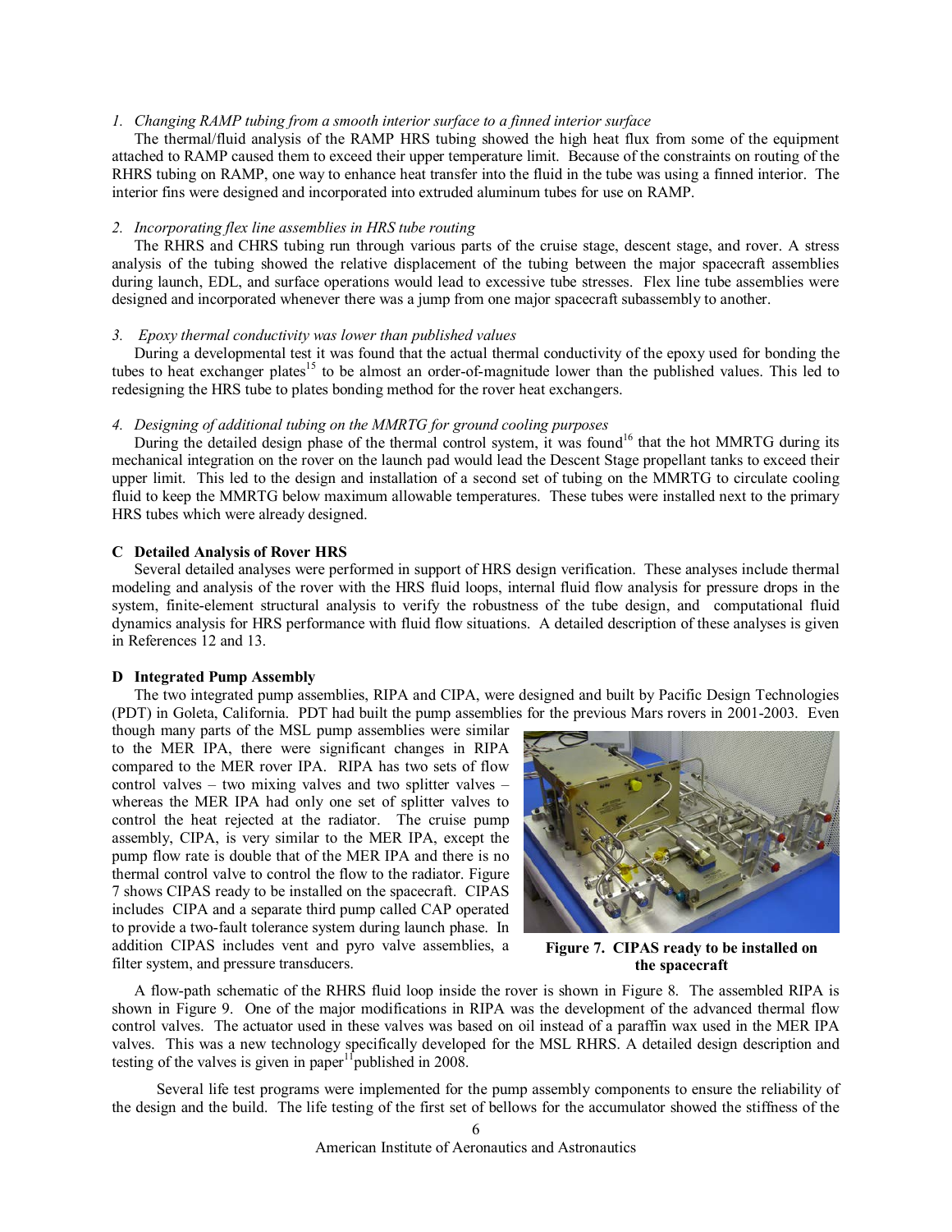*1. Changing RAMP tubing from a smooth interior surface to a finned interior surface*

The thermal/fluid analysis of the RAMP HRS tubing showed the high heat flux from some of the equipment attached to RAMP caused them to exceed their upper temperature limit. Because of the constraints on routing of the RHRS tubing on RAMP, one way to enhance heat transfer into the fluid in the tube was using a finned interior. The interior fins were designed and incorporated into extruded aluminum tubes for use on RAMP.

*2. Incorporating flex line assemblies in HRS tube routing*

The RHRS and CHRS tubing run through various parts of the cruise stage, descent stage, and rover. A stress analysis of the tubing showed the relative displacement of the tubing between the major spacecraft assemblies during launch, EDL, and surface operations would lead to excessive tube stresses. Flex line tube assemblies were designed and incorporated whenever there was a jump from one major spacecraft subassembly to another.

*3. Epoxy thermal conductivity was lower than published values*

During a developmental test it was found that the actual thermal conductivity of the epoxy used for bonding the tubes to heat exchanger plates[15] to be almost an order-of-magnitude lower than the published values. This led to redesigning the HRS tube to plates bonding method for the rover heat exchangers.

*4. Designing of additional tubing on the MMRTG for ground cooling purposes*

During the detailed design phase of the thermal control system, it was found[16] that the hot MMRTG during its mechanical integration on the rover on the launch pad would lead the Descent Stage propellant tanks to exceed their upper limit. This led to the design and installation of a second set of tubing on the MMRTG to circulate cooling fluid to keep the MMRTG below maximum allowable temperatures. These tubes were installed next to the primary HRS tubes which were already designed.

### C Detailed Analysis of Rover HRS

Several detailed analyses were performed in support of HRS design verification. These analyses include thermal modeling and analysis of the rover with the HRS fluid loops, internal fluid flow analysis for pressure drops in the system, finite-element structural analysis to verify the robustness of the tube design, and computational fluid dynamics analysis for HRS performance with fluid flow situations. A detailed description of these analyses is given in References 12 and 13.

### D Integrated Pump Assembly

The two integrated pump assemblies, RIPA and CIPA, were designed and built by Pacific Design Technologies (PDT) in Goleta, California. PDT had built the pump assemblies for the previous Mars rovers in 2001-2003. Even though many parts of the MSL pump assemblies were similar to the MER IPA, there were significant changes in RIPA compared to the MER rover IPA. RIPA has two sets of flow control valves – two mixing valves and two splitter valves – whereas the MER IPA had only one set of splitter valves to control the heat rejected at the radiator. The cruise pump assembly, CIPA, is very similar to the MER IPA, except the pump flow rate is double that of the MER IPA and there is no thermal control valve to control the flow to the radiator. Figure 7 shows CIPAS ready to be installed on the spacecraft. CIPAS includes CIPA and a separate third pump called CAP operated to provide a two-fault tolerance system during launch phase. In addition CIPAS includes vent and pyro valve assemblies, a filter system, and pressure transducers.

**Figure 7. CIPAS ready to be installed on the spacecraft**

A flow-path schematic of the RHRS fluid loop inside the rover is shown in Figure 8. The assembled RIPA is shown in Figure 9. One of the major modifications in RIPA was the development of the advanced thermal flow control valves. The actuator used in these valves was based on oil instead of a paraffin wax used in the MER IPA valves. This was a new technology specifically developed for the MSL RHRS. A detailed design description and testing of the valves is given in paper[11] published in 2008.

Several life test programs were implemented for the pump assembly components to ensure the reliability of the design and the build. The life testing of the first set of bellows for the accumulator showed the stiffness of the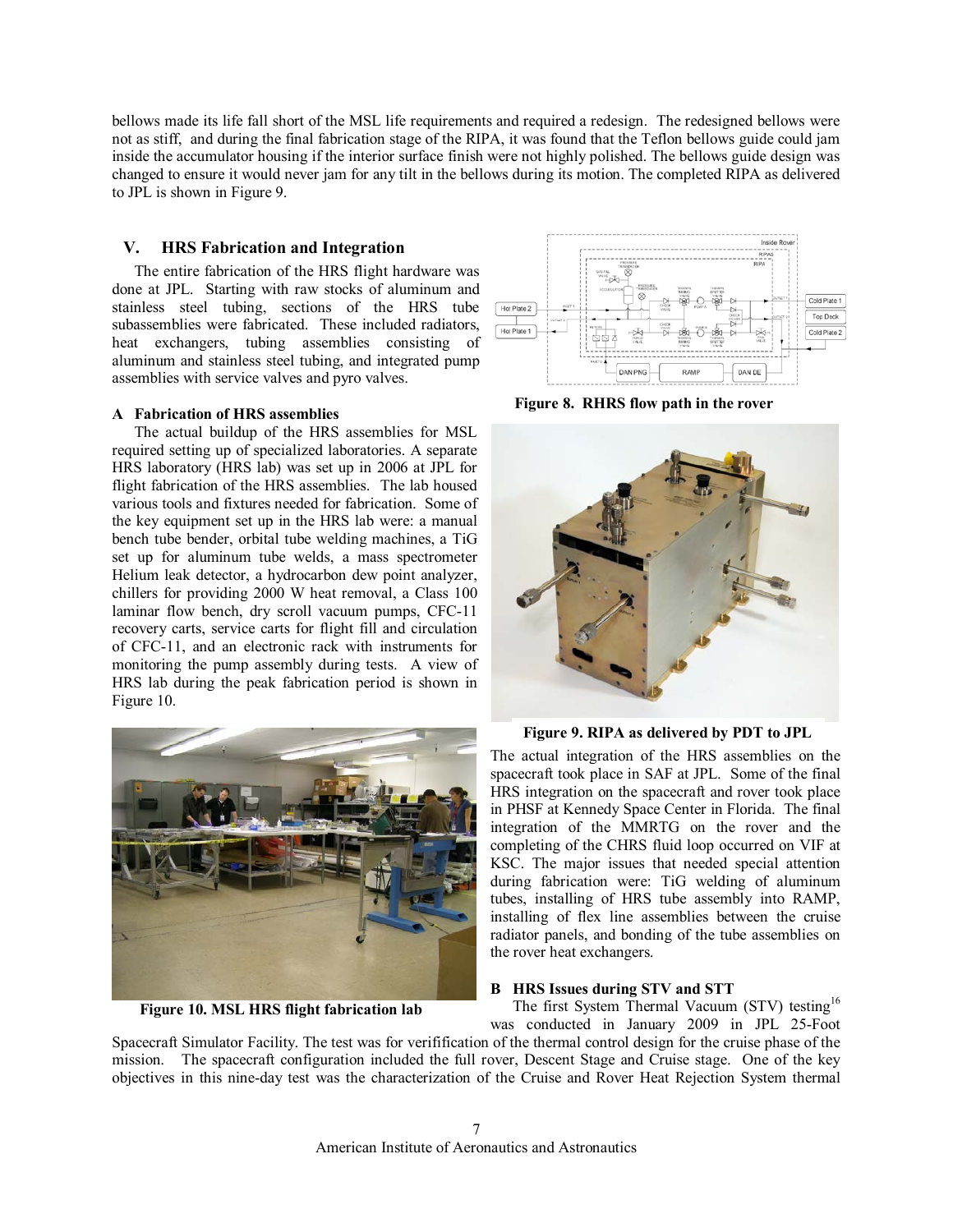bellows made its life fall short of the MSL life requirements and required a redesign. The redesigned bellows were not as stiff, and during the final fabrication stage of the RIPA, it was found that the Teflon bellows guide could jam inside the accumulator housing if the interior surface finish were not highly polished. The bellows guide design was changed to ensure it would never jam for any tilt in the bellows during its motion. The completed RIPA as delivered to JPL is shown in Figure 9.

## V. HRS Fabrication and Integration

The entire fabrication of the HRS flight hardware was done at JPL. Starting with raw stocks of aluminum and stainless steel tubing, sections of the HRS tube subassemblies were fabricated. These included radiators, heat exchangers, tubing assemblies consisting of aluminum and stainless steel tubing, and integrated pump assemblies with service valves and pyro valves.

**Figure 8. RHRS flow path in the rover**

### A Fabrication of HRS assemblies

The actual buildup of the HRS assemblies for MSL required setting up of specialized laboratories. A separate HRS laboratory (HRS lab) was set up in 2006 at JPL for flight fabrication of the HRS assemblies. The lab housed various tools and fixtures needed for fabrication. Some of the key equipment set up in the HRS lab were: a manual bench tube bender, orbital tube welding machines, a TiG set up for aluminum tube welds, a mass spectrometer Helium leak detector, a hydrocarbon dew point analyzer, chillers for providing 2000 W heat removal, a Class 100 laminar flow bench, dry scroll vacuum pumps, CFC-11 recovery carts, service carts for flight fill and circulation of CFC-11, and an electronic rack with instruments for monitoring the pump assembly during tests. A view of HRS lab during the peak fabrication period is shown in Figure 10.

**Figure 9. RIPA as delivered by PDT to JPL**

**Figure 10. MSL HRS flight fabrication lab**

The actual integration of the HRS assemblies on the spacecraft took place in SAF at JPL. Some of the final HRS integration on the spacecraft and rover took place in PHSF at Kennedy Space Center in Florida. The final integration of the MMRTG on the rover and the completing of the CHRS fluid loop occurred on VIF at KSC. The major issues that needed special attention during fabrication were: TiG welding of aluminum tubes, installing of HRS tube assembly into RAMP, installing of flex line assemblies between the cruise radiator panels, and bonding of the tube assemblies on the rover heat exchangers.

### B HRS Issues during STV and STT

The first System Thermal Vacuum (STV) testing[16] was conducted in January 2009 in JPL 25-Foot Spacecraft Simulator Facility. The test was for verifification of the thermal control design for the cruise phase of the mission. The spacecraft configuration included the full rover, Descent Stage and Cruise stage. One of the key objectives in this nine-day test was the characterization of the Cruise and Rover Heat Rejection System thermal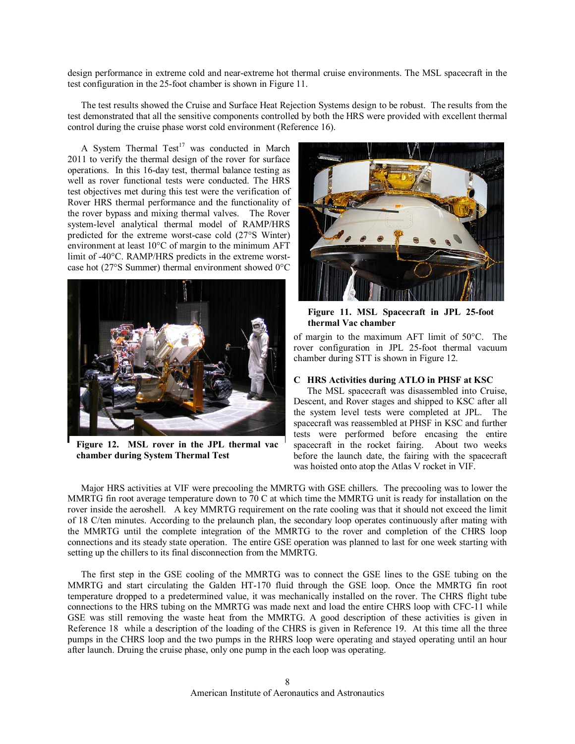design performance in extreme cold and near-extreme hot thermal cruise environments. The MSL spacecraft in the test configuration in the 25-foot chamber is shown in Figure 11.

The test results showed the Cruise and Surface Heat Rejection Systems design to be robust. The results from the test demonstrated that all the sensitive components controlled by both the HRS were provided with excellent thermal control during the cruise phase worst cold environment (Reference 16).

A System Thermal Test[17] was conducted in March 2011 to verify the thermal design of the rover for surface operations. In this 16-day test, thermal balance testing as well as rover functional tests were conducted. The HRS test objectives met during this test were the verification of Rover HRS thermal performance and the functionality of the rover bypass and mixing thermal valves. The Rover system-level analytical thermal model of RAMP/HRS predicted for the extreme worst-case cold (27°S Winter) environment at least 10°C of margin to the minimum AFT limit of -40°C. RAMP/HRS predicts in the extreme worst-case hot (27°S Summer) thermal environment showed 0°C of margin to the maximum AFT limit of 50°C. The rover configuration in JPL 25-foot thermal vacuum chamber during STT is shown in Figure 12.

**Figure 12. MSL rover in the JPL thermal vac chamber during System Thermal Test**

**Figure 11. MSL Spacecraft in JPL 25-foot thermal Vac chamber**

### C HRS Activities during ATLO in PHSF at KSC

The MSL spacecraft was disassembled into Cruise, Descent, and Rover stages and shipped to KSC after all the system level tests were completed at JPL. The spacecraft was reassembled at PHSF in KSC and further tests were performed before encasing the entire spacecraft in the rocket fairing. About two weeks before the launch date, the fairing with the spacecraft was hoisted onto atop the Atlas V rocket in VIF.

Major HRS activities at VIF were precooling the MMRTG with GSE chillers. The precooling was to lower the MMRTG fin root average temperature down to 70 C at which time the MMRTG unit is ready for installation on the rover inside the aeroshell. A key MMRTG requirement on the rate cooling was that it should not exceed the limit of 18 C/ten minutes. According to the prelaunch plan, the secondary loop operates continuously after mating with the MMRTG until the complete integration of the MMRTG to the rover and completion of the CHRS loop connections and its steady state operation. The entire GSE operation was planned to last for one week starting with setting up the chillers to its final disconnection from the MMRTG.

The first step in the GSE cooling of the MMRTG was to connect the GSE lines to the GSE tubing on the MMRTG and start circulating the Galden HT-170 fluid through the GSE loop. Once the MMRTG fin root temperature dropped to a predetermined value, it was mechanically installed on the rover. The CHRS flight tube connections to the HRS tubing on the MMRTG was made next and load the entire CHRS loop with CFC-11 while GSE was still removing the waste heat from the MMRTG. A good description of these activities is given in Reference 18 while a description of the loading of the CHRS is given in Reference 19. At this time all the three pumps in the CHRS loop and the two pumps in the RHRS loop were operating and stayed operating until an hour after launch. Druing the cruise phase, only one pump in the each loop was operating.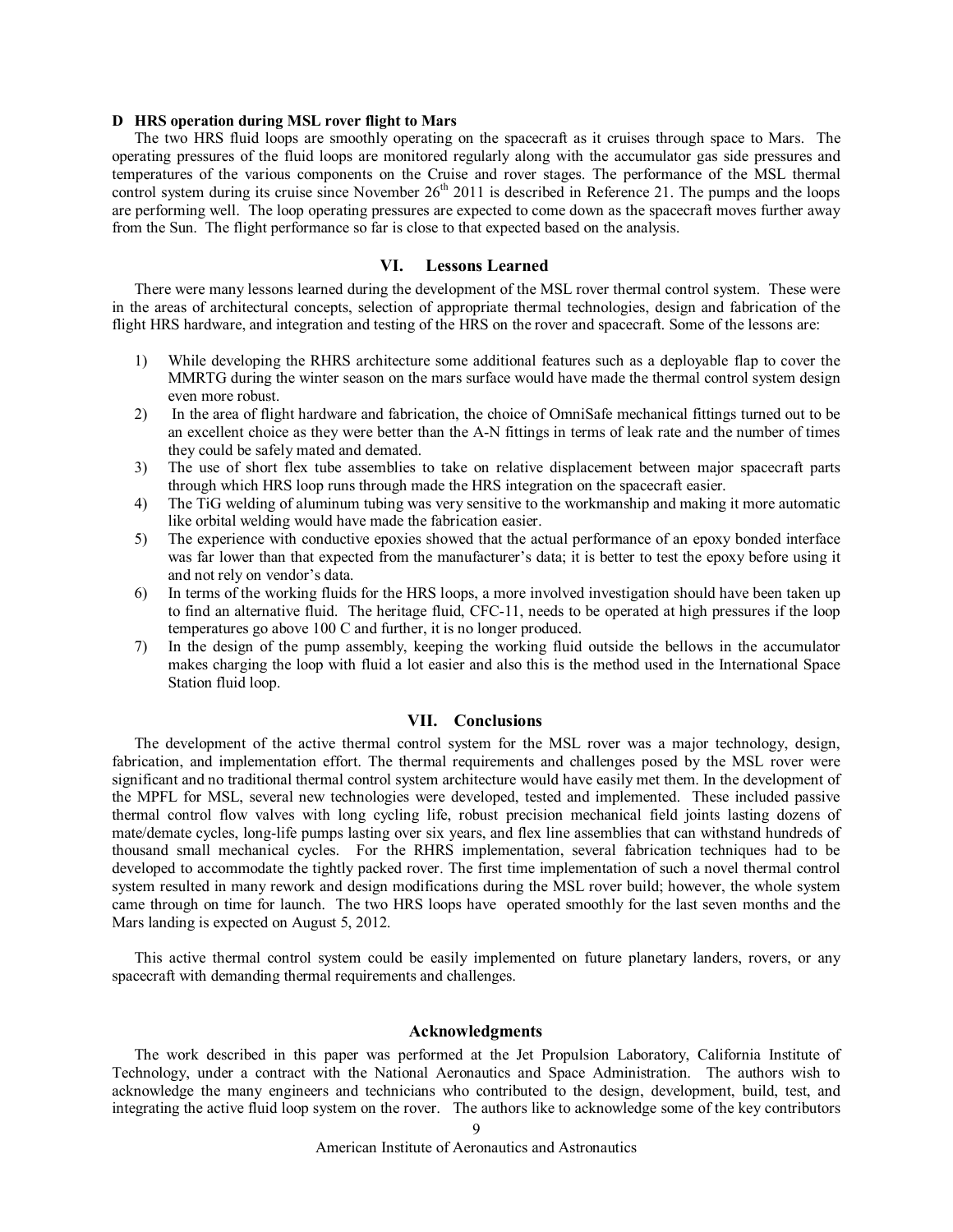**D HRS operation during MSL rover flight to Mars**

The two HRS fluid loops are smoothly operating on the spacecraft as it cruises through space to Mars. The operating pressures of the fluid loops are monitored regularly along with the accumulator gas side pressures and temperatures of the various components on the Cruise and rover stages. The performance of the MSL thermal control system during its cruise since November 26$^{th}$ 2011 is described in Reference 21. The pumps and the loops are performing well. The loop operating pressures are expected to come down as the spacecraft moves further away from the Sun. The flight performance so far is close to that expected based on the analysis.

## VI. Lessons Learned

There were many lessons learned during the development of the MSL rover thermal control system. These were in the areas of architectural concepts, selection of appropriate thermal technologies, design and fabrication of the flight HRS hardware, and integration and testing of the HRS on the rover and spacecraft. Some of the lessons are:

1) While developing the RHRS architecture some additional features such as a deployable flap to cover the MMRTG during the winter season on the mars surface would have made the thermal control system design even more robust.
2) In the area of flight hardware and fabrication, the choice of OmniSafe mechanical fittings turned out to be an excellent choice as they were better than the A-N fittings in terms of leak rate and the number of times they could be safely mated and demated.
3) The use of short flex tube assemblies to take on relative displacement between major spacecraft parts through which HRS loop runs through made the HRS integration on the spacecraft easier.
4) The TiG welding of aluminum tubing was very sensitive to the workmanship and making it more automatic like orbital welding would have made the fabrication easier.
5) The experience with conductive epoxies showed that the actual performance of an epoxy bonded interface was far lower than that expected from the manufacturer's data; it is better to test the epoxy before using it and not rely on vendor's data.
6) In terms of the working fluids for the HRS loops, a more involved investigation should have been taken up to find an alternative fluid. The heritage fluid, CFC-11, needs to be operated at high pressures if the loop temperatures go above 100 C and further, it is no longer produced.
7) In the design of the pump assembly, keeping the working fluid outside the bellows in the accumulator makes charging the loop with fluid a lot easier and also this is the method used in the International Space Station fluid loop.

## VII. Conclusions

The development of the active thermal control system for the MSL rover was a major technology, design, fabrication, and implementation effort. The thermal requirements and challenges posed by the MSL rover were significant and no traditional thermal control system architecture would have easily met them. In the development of the MPFL for MSL, several new technologies were developed, tested and implemented. These included passive thermal control flow valves with long cycling life, robust precision mechanical field joints lasting dozens of mate/demate cycles, long-life pumps lasting over six years, and flex line assemblies that can withstand hundreds of thousand small mechanical cycles. For the RHRS implementation, several fabrication techniques had to be developed to accommodate the tightly packed rover. The first time implementation of such a novel thermal control system resulted in many rework and design modifications during the MSL rover build; however, the whole system came through on time for launch. The two HRS loops have operated smoothly for the last seven months and the Mars landing is expected on August 5, 2012.

This active thermal control system could be easily implemented on future planetary landers, rovers, or any spacecraft with demanding thermal requirements and challenges.

## Acknowledgments

The work described in this paper was performed at the Jet Propulsion Laboratory, California Institute of Technology, under a contract with the National Aeronautics and Space Administration. The authors wish to acknowledge the many engineers and technicians who contributed to the design, development, build, test, and integrating the active fluid loop system on the rover. The authors like to acknowledge some of the key contributors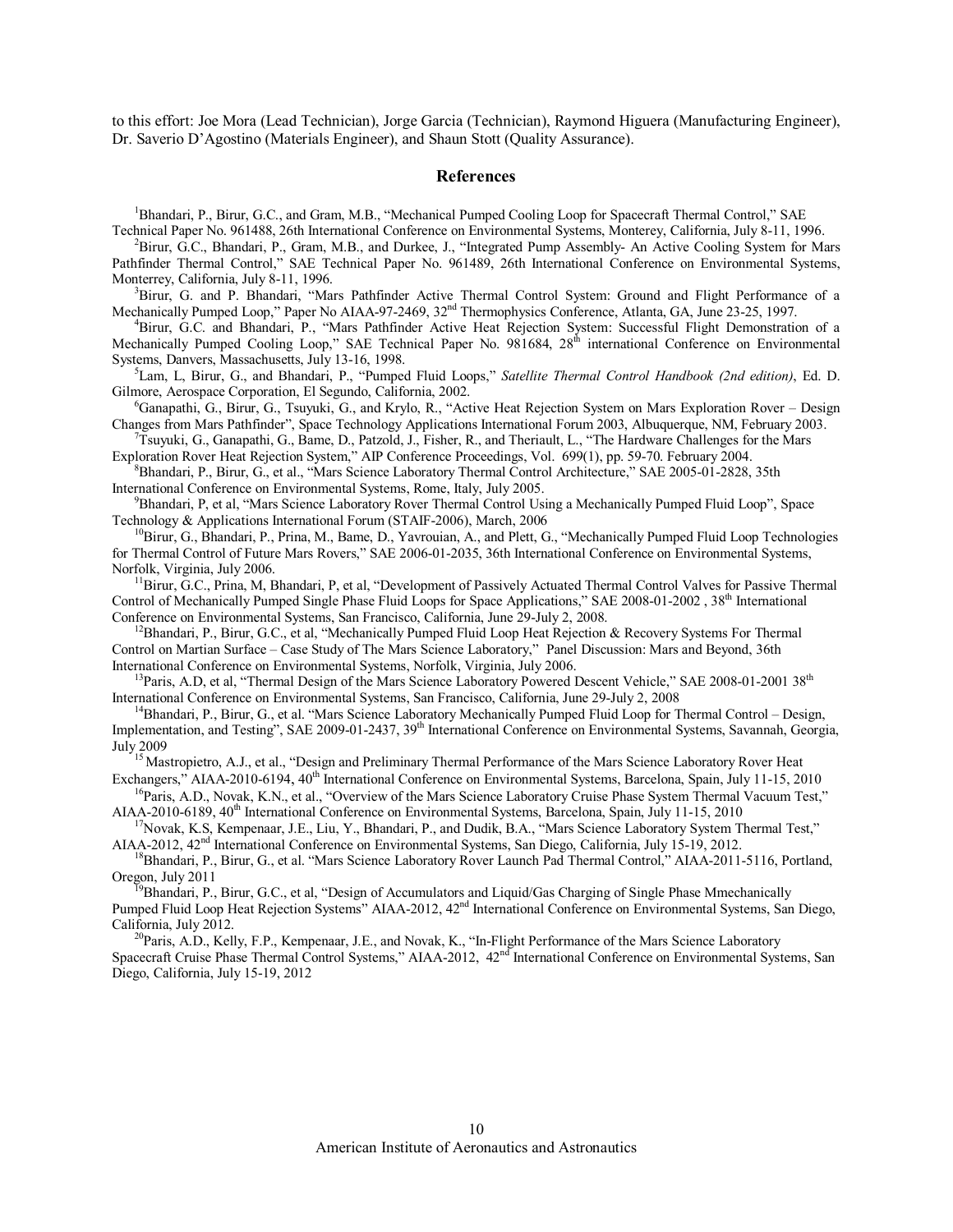to this effort: Joe Mora (Lead Technician), Jorge Garcia (Technician), Raymond Higuera (Manufacturing Engineer), Dr. Saverio D'Agostino (Materials Engineer), and Shaun Stott (Quality Assurance).

## References

[1]Bhandari, P., Birur, G.C., and Gram, M.B., "Mechanical Pumped Cooling Loop for Spacecraft Thermal Control," SAE Technical Paper No. 961488, 26th International Conference on Environmental Systems, Monterey, California, July 8-11, 1996.

[2]Birur, G.C., Bhandari, P., Gram, M.B., and Durkee, J., "Integrated Pump Assembly- An Active Cooling System for Mars Pathfinder Thermal Control," SAE Technical Paper No. 961489, 26th International Conference on Environmental Systems, Monterrey, California, July 8-11, 1996.

[3]Birur, G. and P. Bhandari, "Mars Pathfinder Active Thermal Control System: Ground and Flight Performance of a Mechanically Pumped Loop," Paper No AIAA-97-2469, 32nd Thermophysics Conference, Atlanta, GA, June 23-25, 1997.

[4]Birur, G.C. and Bhandari, P., "Mars Pathfinder Active Heat Rejection System: Successful Flight Demonstration of a Mechanically Pumped Cooling Loop," SAE Technical Paper No. 981684, 28th international Conference on Environmental Systems, Danvers, Massachusetts, July 13-16, 1998.

[5]Lam, L, Birur, G., and Bhandari, P., "Pumped Fluid Loops," *Satellite Thermal Control Handbook (2nd edition)*, Ed. D. Gilmore, Aerospace Corporation, El Segundo, California, 2002.

[6]Ganapathi, G., Birur, G., Tsuyuki, G., and Krylo, R., "Active Heat Rejection System on Mars Exploration Rover – Design Changes from Mars Pathfinder", Space Technology Applications International Forum 2003, Albuquerque, NM, February 2003.

[7]Tsuyuki, G., Ganapathi, G., Bame, D., Patzold, J., Fisher, R., and Theriault, L., "The Hardware Challenges for the Mars Exploration Rover Heat Rejection System," AIP Conference Proceedings, Vol. 699(1), pp. 59-70. February 2004.

[8]Bhandari, P., Birur, G., et al., "Mars Science Laboratory Thermal Control Architecture," SAE 2005-01-2828, 35th International Conference on Environmental Systems, Rome, Italy, July 2005.

[9]Bhandari, P, et al, "Mars Science Laboratory Rover Thermal Control Using a Mechanically Pumped Fluid Loop", Space Technology & Applications International Forum (STAIF-2006), March, 2006

[10]Birur, G., Bhandari, P., Prina, M., Bame, D., Yavrouian, A., and Plett, G., "Mechanically Pumped Fluid Loop Technologies for Thermal Control of Future Mars Rovers," SAE 2006-01-2035, 36th International Conference on Environmental Systems, Norfolk, Virginia, July 2006.

[11]Birur, G.C., Prina, M, Bhandari, P, et al, "Development of Passively Actuated Thermal Control Valves for Passive Thermal Control of Mechanically Pumped Single Phase Fluid Loops for Space Applications," SAE 2008-01-2002 , 38th International Conference on Environmental Systems, San Francisco, California, June 29-July 2, 2008.

[12]Bhandari, P., Birur, G.C., et al, "Mechanically Pumped Fluid Loop Heat Rejection & Recovery Systems For Thermal Control on Martian Surface – Case Study of The Mars Science Laboratory," Panel Discussion: Mars and Beyond, 36th International Conference on Environmental Systems, Norfolk, Virginia, July 2006.

[13]Paris, A.D, et al, "Thermal Design of the Mars Science Laboratory Powered Descent Vehicle," SAE 2008-01-2001 38th International Conference on Environmental Systems, San Francisco, California, June 29-July 2, 2008

[14]Bhandari, P., Birur, G., et al. "Mars Science Laboratory Mechanically Pumped Fluid Loop for Thermal Control – Design, Implementation, and Testing", SAE 2009-01-2437, 39th International Conference on Environmental Systems, Savannah, Georgia, July 2009

[15] Mastropietro, A.J., et al., "Design and Preliminary Thermal Performance of the Mars Science Laboratory Rover Heat Exchangers," AIAA-2010-6194, 40th International Conference on Environmental Systems, Barcelona, Spain, July 11-15, 2010

[16]Paris, A.D., Novak, K.N., et al., "Overview of the Mars Science Laboratory Cruise Phase System Thermal Vacuum Test," AIAA-2010-6189, 40th International Conference on Environmental Systems, Barcelona, Spain, July 11-15, 2010

[17]Novak, K.S, Kempenaar, J.E., Liu, Y., Bhandari, P., and Dudik, B.A., "Mars Science Laboratory System Thermal Test," AIAA-2012, 42nd International Conference on Environmental Systems, San Diego, California, July 15-19, 2012.

[18]Bhandari, P., Birur, G., et al. "Mars Science Laboratory Rover Launch Pad Thermal Control," AIAA-2011-5116, Portland, Oregon, July 2011

[19]Bhandari, P., Birur, G.C., et al, "Design of Accumulators and Liquid/Gas Charging of Single Phase Mmechanically Pumped Fluid Loop Heat Rejection Systems" AIAA-2012, 42nd International Conference on Environmental Systems, San Diego, California, July 2012.

[20]Paris, A.D., Kelly, F.P., Kempenaar, J.E., and Novak, K., "In-Flight Performance of the Mars Science Laboratory Spacecraft Cruise Phase Thermal Control Systems," AIAA-2012, 42nd International Conference on Environmental Systems, San Diego, California, July 15-19, 2012